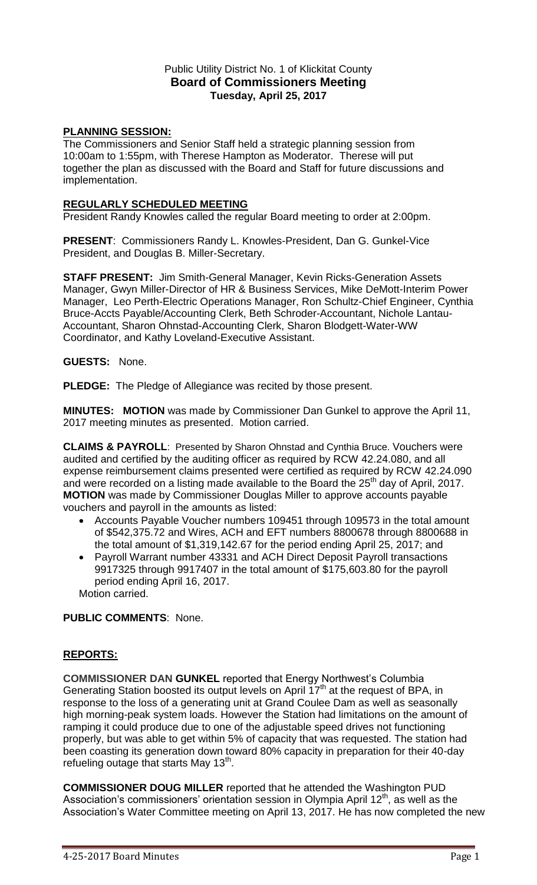# Public Utility District No. 1 of Klickitat County
## Board of Commissioners Meeting
### Tuesday, April 25, 2017

**PLANNING SESSION:**

The Commissioners and Senior Staff held a strategic planning session from 10:00am to 1:55pm, with Therese Hampton as Moderator. Therese will put together the plan as discussed with the Board and Staff for future discussions and implementation.

**REGULARLY SCHEDULED MEETING**

President Randy Knowles called the regular Board meeting to order at 2:00pm.

**PRESENT**: Commissioners Randy L. Knowles-President, Dan G. Gunkel-Vice President, and Douglas B. Miller-Secretary.

**STAFF PRESENT:** Jim Smith-General Manager, Kevin Ricks-Generation Assets Manager, Gwyn Miller-Director of HR & Business Services, Mike DeMott-Interim Power Manager, Leo Perth-Electric Operations Manager, Ron Schultz-Chief Engineer, Cynthia Bruce-Accts Payable/Accounting Clerk, Beth Schroder-Accountant, Nichole Lantau-Accountant, Sharon Ohnstad-Accounting Clerk, Sharon Blodgett-Water-WW Coordinator, and Kathy Loveland-Executive Assistant.

**GUESTS:** None.

**PLEDGE:** The Pledge of Allegiance was recited by those present.

**MINUTES: MOTION** was made by Commissioner Dan Gunkel to approve the April 11, 2017 meeting minutes as presented. Motion carried.

**CLAIMS & PAYROLL**: Presented by Sharon Ohnstad and Cynthia Bruce. Vouchers were audited and certified by the auditing officer as required by RCW 42.24.080, and all expense reimbursement claims presented were certified as required by RCW 42.24.090 and were recorded on a listing made available to the Board the 25th day of April, 2017. **MOTION** was made by Commissioner Douglas Miller to approve accounts payable vouchers and payroll in the amounts as listed:

- Accounts Payable Voucher numbers 109451 through 109573 in the total amount of $542,375.72 and Wires, ACH and EFT numbers 8800678 through 8800688 in the total amount of $1,319,142.67 for the period ending April 25, 2017; and
- Payroll Warrant number 43331 and ACH Direct Deposit Payroll transactions 9917325 through 9917407 in the total amount of $175,603.80 for the payroll period ending April 16, 2017.

Motion carried.

**PUBLIC COMMENTS**: None.

**REPORTS:**

**COMMISSIONER DAN GUNKEL** reported that Energy Northwest's Columbia Generating Station boosted its output levels on April 17th at the request of BPA, in response to the loss of a generating unit at Grand Coulee Dam as well as seasonally high morning-peak system loads. However the Station had limitations on the amount of ramping it could produce due to one of the adjustable speed drives not functioning properly, but was able to get within 5% of capacity that was requested. The station had been coasting its generation down toward 80% capacity in preparation for their 40-day refueling outage that starts May 13th.

**COMMISSIONER DOUG MILLER** reported that he attended the Washington PUD Association's commissioners' orientation session in Olympia April 12th, as well as the Association's Water Committee meeting on April 13, 2017. He has now completed the new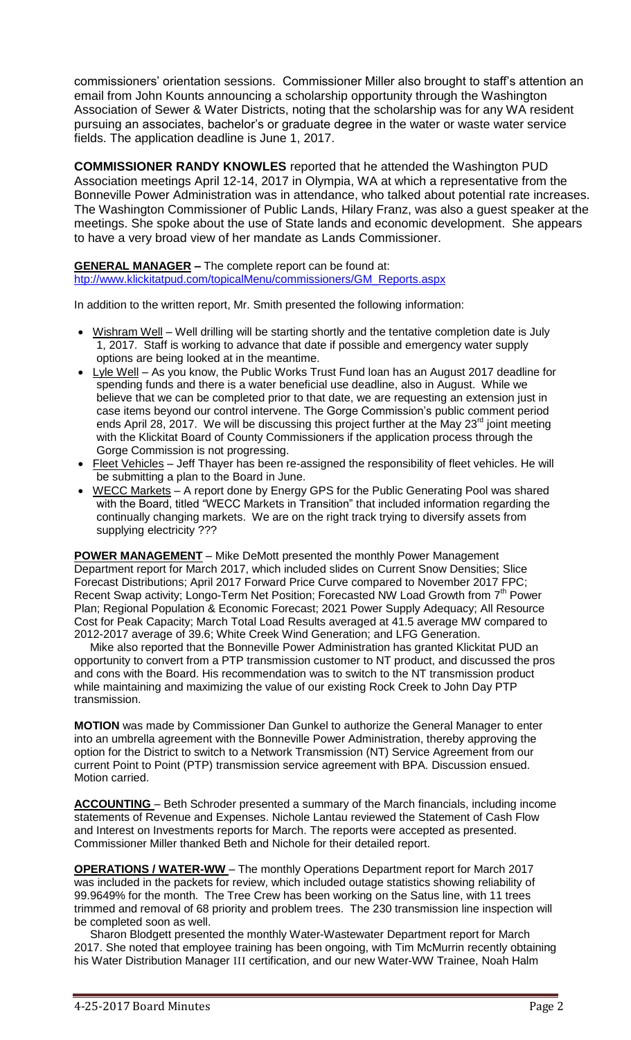commissioners' orientation sessions. Commissioner Miller also brought to staff's attention an email from John Kounts announcing a scholarship opportunity through the Washington Association of Sewer & Water Districts, noting that the scholarship was for any WA resident pursuing an associates, bachelor's or graduate degree in the water or waste water service fields. The application deadline is June 1, 2017.

**COMMISSIONER RANDY KNOWLES** reported that he attended the Washington PUD Association meetings April 12-14, 2017 in Olympia, WA at which a representative from the Bonneville Power Administration was in attendance, who talked about potential rate increases. The Washington Commissioner of Public Lands, Hilary Franz, was also a guest speaker at the meetings. She spoke about the use of State lands and economic development. She appears to have a very broad view of her mandate as Lands Commissioner.

**GENERAL MANAGER –** The complete report can be found at: htp://www.klickitatpud.com/topicalMenu/commissioners/GM_Reports.aspx

In addition to the written report, Mr. Smith presented the following information:

- Wishram Well – Well drilling will be starting shortly and the tentative completion date is July 1, 2017. Staff is working to advance that date if possible and emergency water supply options are being looked at in the meantime.
- Lyle Well – As you know, the Public Works Trust Fund loan has an August 2017 deadline for spending funds and there is a water beneficial use deadline, also in August. While we believe that we can be completed prior to that date, we are requesting an extension just in case items beyond our control intervene. The Gorge Commission's public comment period ends April 28, 2017. We will be discussing this project further at the May 23rd joint meeting with the Klickitat Board of County Commissioners if the application process through the Gorge Commission is not progressing.
- Fleet Vehicles – Jeff Thayer has been re-assigned the responsibility of fleet vehicles. He will be submitting a plan to the Board in June.
- WECC Markets – A report done by Energy GPS for the Public Generating Pool was shared with the Board, titled "WECC Markets in Transition" that included information regarding the continually changing markets. We are on the right track trying to diversify assets from supplying electricity ???

**POWER MANAGEMENT** – Mike DeMott presented the monthly Power Management Department report for March 2017, which included slides on Current Snow Densities; Slice Forecast Distributions; April 2017 Forward Price Curve compared to November 2017 FPC; Recent Swap activity; Longo-Term Net Position; Forecasted NW Load Growth from 7th Power Plan; Regional Population & Economic Forecast; 2021 Power Supply Adequacy; All Resource Cost for Peak Capacity; March Total Load Results averaged at 41.5 average MW compared to 2012-2017 average of 39.6; White Creek Wind Generation; and LFG Generation.

Mike also reported that the Bonneville Power Administration has granted Klickitat PUD an opportunity to convert from a PTP transmission customer to NT product, and discussed the pros and cons with the Board. His recommendation was to switch to the NT transmission product while maintaining and maximizing the value of our existing Rock Creek to John Day PTP transmission.

**MOTION** was made by Commissioner Dan Gunkel to authorize the General Manager to enter into an umbrella agreement with the Bonneville Power Administration, thereby approving the option for the District to switch to a Network Transmission (NT) Service Agreement from our current Point to Point (PTP) transmission service agreement with BPA. Discussion ensued. Motion carried.

**ACCOUNTING** – Beth Schroder presented a summary of the March financials, including income statements of Revenue and Expenses. Nichole Lantau reviewed the Statement of Cash Flow and Interest on Investments reports for March. The reports were accepted as presented. Commissioner Miller thanked Beth and Nichole for their detailed report.

**OPERATIONS / WATER-WW** – The monthly Operations Department report for March 2017 was included in the packets for review, which included outage statistics showing reliability of 99.9649% for the month. The Tree Crew has been working on the Satus line, with 11 trees trimmed and removal of 68 priority and problem trees. The 230 transmission line inspection will be completed soon as well.

Sharon Blodgett presented the monthly Water-Wastewater Department report for March 2017. She noted that employee training has been ongoing, with Tim McMurrin recently obtaining his Water Distribution Manager III certification, and our new Water-WW Trainee, Noah Halm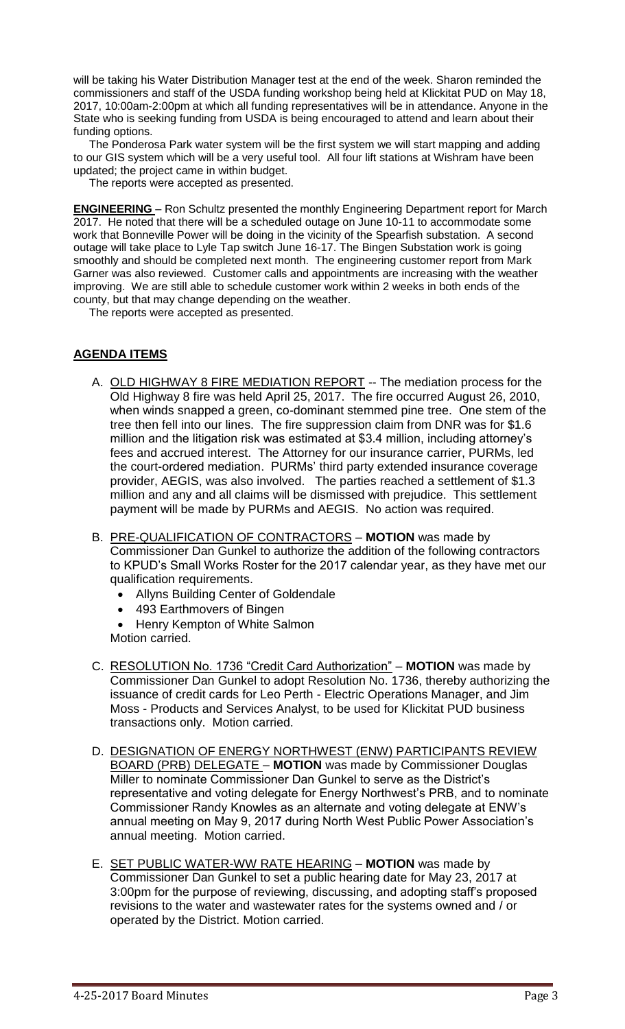will be taking his Water Distribution Manager test at the end of the week. Sharon reminded the commissioners and staff of the USDA funding workshop being held at Klickitat PUD on May 18, 2017, 10:00am-2:00pm at which all funding representatives will be in attendance. Anyone in the State who is seeking funding from USDA is being encouraged to attend and learn about their funding options.

The Ponderosa Park water system will be the first system we will start mapping and adding to our GIS system which will be a very useful tool. All four lift stations at Wishram have been updated; the project came in within budget.

The reports were accepted as presented.

**ENGINEERING** – Ron Schultz presented the monthly Engineering Department report for March 2017. He noted that there will be a scheduled outage on June 10-11 to accommodate some work that Bonneville Power will be doing in the vicinity of the Spearfish substation. A second outage will take place to Lyle Tap switch June 16-17. The Bingen Substation work is going smoothly and should be completed next month. The engineering customer report from Mark Garner was also reviewed. Customer calls and appointments are increasing with the weather improving. We are still able to schedule customer work within 2 weeks in both ends of the county, but that may change depending on the weather.

The reports were accepted as presented.

## AGENDA ITEMS

A. OLD HIGHWAY 8 FIRE MEDIATION REPORT -- The mediation process for the Old Highway 8 fire was held April 25, 2017. The fire occurred August 26, 2010, when winds snapped a green, co-dominant stemmed pine tree. One stem of the tree then fell into our lines. The fire suppression claim from DNR was for $1.6 million and the litigation risk was estimated at $3.4 million, including attorney's fees and accrued interest. The Attorney for our insurance carrier, PURMs, led the court-ordered mediation. PURMs' third party extended insurance coverage provider, AEGIS, was also involved. The parties reached a settlement of $1.3 million and any and all claims will be dismissed with prejudice. This settlement payment will be made by PURMs and AEGIS. No action was required.

B. PRE-QUALIFICATION OF CONTRACTORS – **MOTION** was made by Commissioner Dan Gunkel to authorize the addition of the following contractors to KPUD's Small Works Roster for the 2017 calendar year, as they have met our qualification requirements.
   - Allyns Building Center of Goldendale
   - 493 Earthmovers of Bingen
   - Henry Kempton of White Salmon

   Motion carried.

C. RESOLUTION No. 1736 "Credit Card Authorization" – **MOTION** was made by Commissioner Dan Gunkel to adopt Resolution No. 1736, thereby authorizing the issuance of credit cards for Leo Perth - Electric Operations Manager, and Jim Moss - Products and Services Analyst, to be used for Klickitat PUD business transactions only. Motion carried.

D. DESIGNATION OF ENERGY NORTHWEST (ENW) PARTICIPANTS REVIEW BOARD (PRB) DELEGATE – **MOTION** was made by Commissioner Douglas Miller to nominate Commissioner Dan Gunkel to serve as the District's representative and voting delegate for Energy Northwest's PRB, and to nominate Commissioner Randy Knowles as an alternate and voting delegate at ENW's annual meeting on May 9, 2017 during North West Public Power Association's annual meeting. Motion carried.

E. SET PUBLIC WATER-WW RATE HEARING – **MOTION** was made by Commissioner Dan Gunkel to set a public hearing date for May 23, 2017 at 3:00pm for the purpose of reviewing, discussing, and adopting staff's proposed revisions to the water and wastewater rates for the systems owned and / or operated by the District. Motion carried.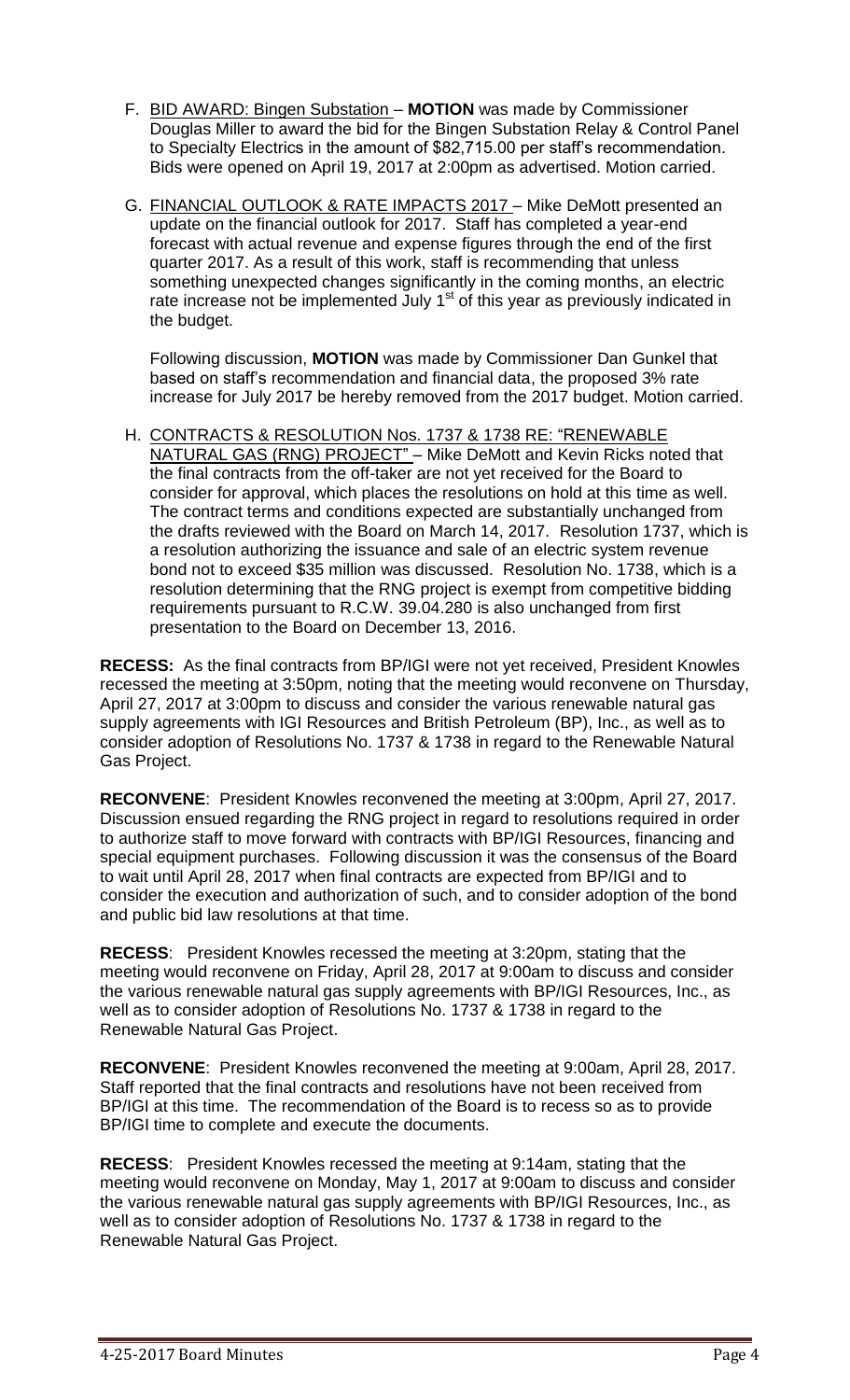F. <u>BID AWARD: Bingen Substation</u> – **MOTION** was made by Commissioner Douglas Miller to award the bid for the Bingen Substation Relay & Control Panel to Specialty Electrics in the amount of $82,715.00 per staff's recommendation. Bids were opened on April 19, 2017 at 2:00pm as advertised. Motion carried.

G. <u>FINANCIAL OUTLOOK & RATE IMPACTS 2017</u> – Mike DeMott presented an update on the financial outlook for 2017. Staff has completed a year-end forecast with actual revenue and expense figures through the end of the first quarter 2017. As a result of this work, staff is recommending that unless something unexpected changes significantly in the coming months, an electric rate increase not be implemented July 1st of this year as previously indicated in the budget.

   Following discussion, **MOTION** was made by Commissioner Dan Gunkel that based on staff's recommendation and financial data, the proposed 3% rate increase for July 2017 be hereby removed from the 2017 budget. Motion carried.

H. <u>CONTRACTS & RESOLUTION Nos. 1737 & 1738 RE: "RENEWABLE NATURAL GAS (RNG) PROJECT"</u> – Mike DeMott and Kevin Ricks noted that the final contracts from the off-taker are not yet received for the Board to consider for approval, which places the resolutions on hold at this time as well. The contract terms and conditions expected are substantially unchanged from the drafts reviewed with the Board on March 14, 2017. Resolution 1737, which is a resolution authorizing the issuance and sale of an electric system revenue bond not to exceed $35 million was discussed. Resolution No. 1738, which is a resolution determining that the RNG project is exempt from competitive bidding requirements pursuant to R.C.W. 39.04.280 is also unchanged from first presentation to the Board on December 13, 2016.

**RECESS:** As the final contracts from BP/IGI were not yet received, President Knowles recessed the meeting at 3:50pm, noting that the meeting would reconvene on Thursday, April 27, 2017 at 3:00pm to discuss and consider the various renewable natural gas supply agreements with IGI Resources and British Petroleum (BP), Inc., as well as to consider adoption of Resolutions No. 1737 & 1738 in regard to the Renewable Natural Gas Project.

**RECONVENE**: President Knowles reconvened the meeting at 3:00pm, April 27, 2017. Discussion ensued regarding the RNG project in regard to resolutions required in order to authorize staff to move forward with contracts with BP/IGI Resources, financing and special equipment purchases. Following discussion it was the consensus of the Board to wait until April 28, 2017 when final contracts are expected from BP/IGI and to consider the execution and authorization of such, and to consider adoption of the bond and public bid law resolutions at that time.

**RECESS**: President Knowles recessed the meeting at 3:20pm, stating that the meeting would reconvene on Friday, April 28, 2017 at 9:00am to discuss and consider the various renewable natural gas supply agreements with BP/IGI Resources, Inc., as well as to consider adoption of Resolutions No. 1737 & 1738 in regard to the Renewable Natural Gas Project.

**RECONVENE**: President Knowles reconvened the meeting at 9:00am, April 28, 2017. Staff reported that the final contracts and resolutions have not been received from BP/IGI at this time. The recommendation of the Board is to recess so as to provide BP/IGI time to complete and execute the documents.

**RECESS**: President Knowles recessed the meeting at 9:14am, stating that the meeting would reconvene on Monday, May 1, 2017 at 9:00am to discuss and consider the various renewable natural gas supply agreements with BP/IGI Resources, Inc., as well as to consider adoption of Resolutions No. 1737 & 1738 in regard to the Renewable Natural Gas Project.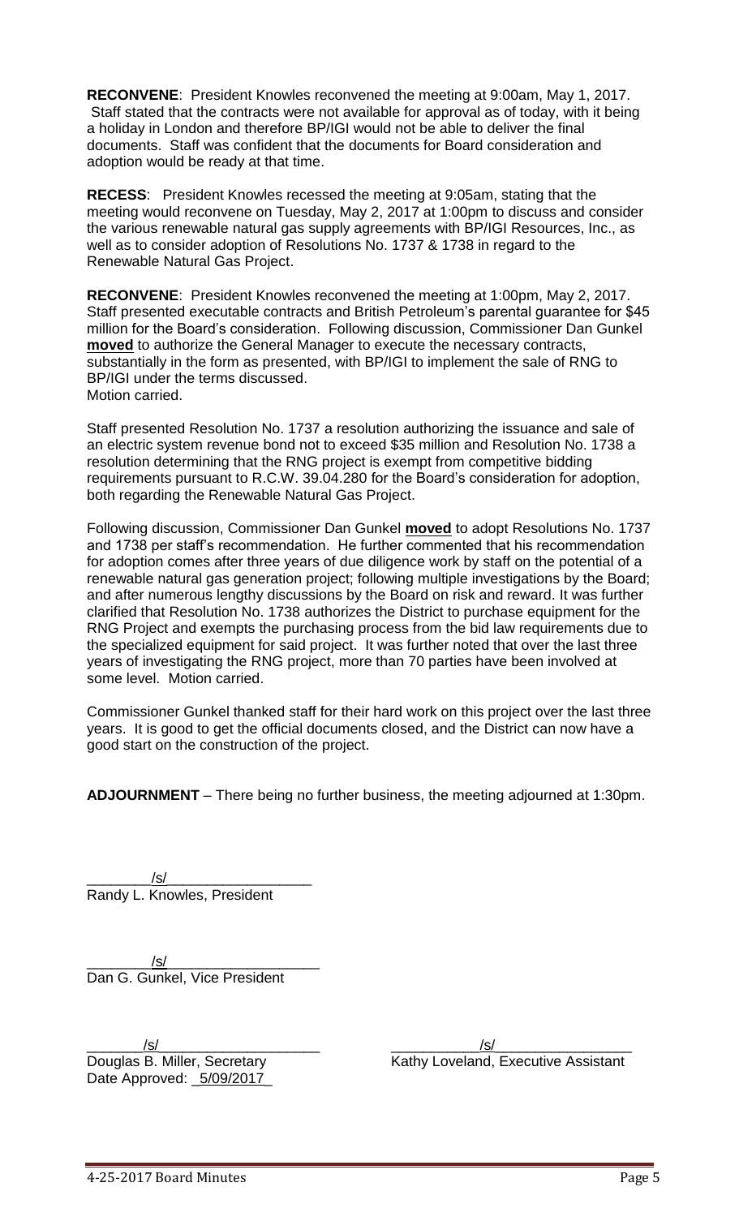**RECONVENE**: President Knowles reconvened the meeting at 9:00am, May 1, 2017. Staff stated that the contracts were not available for approval as of today, with it being a holiday in London and therefore BP/IGI would not be able to deliver the final documents. Staff was confident that the documents for Board consideration and adoption would be ready at that time.

**RECESS**: President Knowles recessed the meeting at 9:05am, stating that the meeting would reconvene on Tuesday, May 2, 2017 at 1:00pm to discuss and consider the various renewable natural gas supply agreements with BP/IGI Resources, Inc., as well as to consider adoption of Resolutions No. 1737 & 1738 in regard to the Renewable Natural Gas Project.

**RECONVENE**: President Knowles reconvened the meeting at 1:00pm, May 2, 2017. Staff presented executable contracts and British Petroleum's parental guarantee for $45 million for the Board's consideration. Following discussion, Commissioner Dan Gunkel **moved** to authorize the General Manager to execute the necessary contracts, substantially in the form as presented, with BP/IGI to implement the sale of RNG to BP/IGI under the terms discussed.
Motion carried.

Staff presented Resolution No. 1737 a resolution authorizing the issuance and sale of an electric system revenue bond not to exceed $35 million and Resolution No. 1738 a resolution determining that the RNG project is exempt from competitive bidding requirements pursuant to R.C.W. 39.04.280 for the Board's consideration for adoption, both regarding the Renewable Natural Gas Project.

Following discussion, Commissioner Dan Gunkel **moved** to adopt Resolutions No. 1737 and 1738 per staff's recommendation. He further commented that his recommendation for adoption comes after three years of due diligence work by staff on the potential of a renewable natural gas generation project; following multiple investigations by the Board; and after numerous lengthy discussions by the Board on risk and reward. It was further clarified that Resolution No. 1738 authorizes the District to purchase equipment for the RNG Project and exempts the purchasing process from the bid law requirements due to the specialized equipment for said project. It was further noted that over the last three years of investigating the RNG project, more than 70 parties have been involved at some level. Motion carried.

Commissioner Gunkel thanked staff for their hard work on this project over the last three years. It is good to get the official documents closed, and the District can now have a good start on the construction of the project.

**ADJOURNMENT** – There being no further business, the meeting adjourned at 1:30pm.

/s/
Randy L. Knowles, President

/s/
Dan G. Gunkel, Vice President

/s/
Douglas B. Miller, Secretary
Date Approved: 5/09/2017

/s/
Kathy Loveland, Executive Assistant